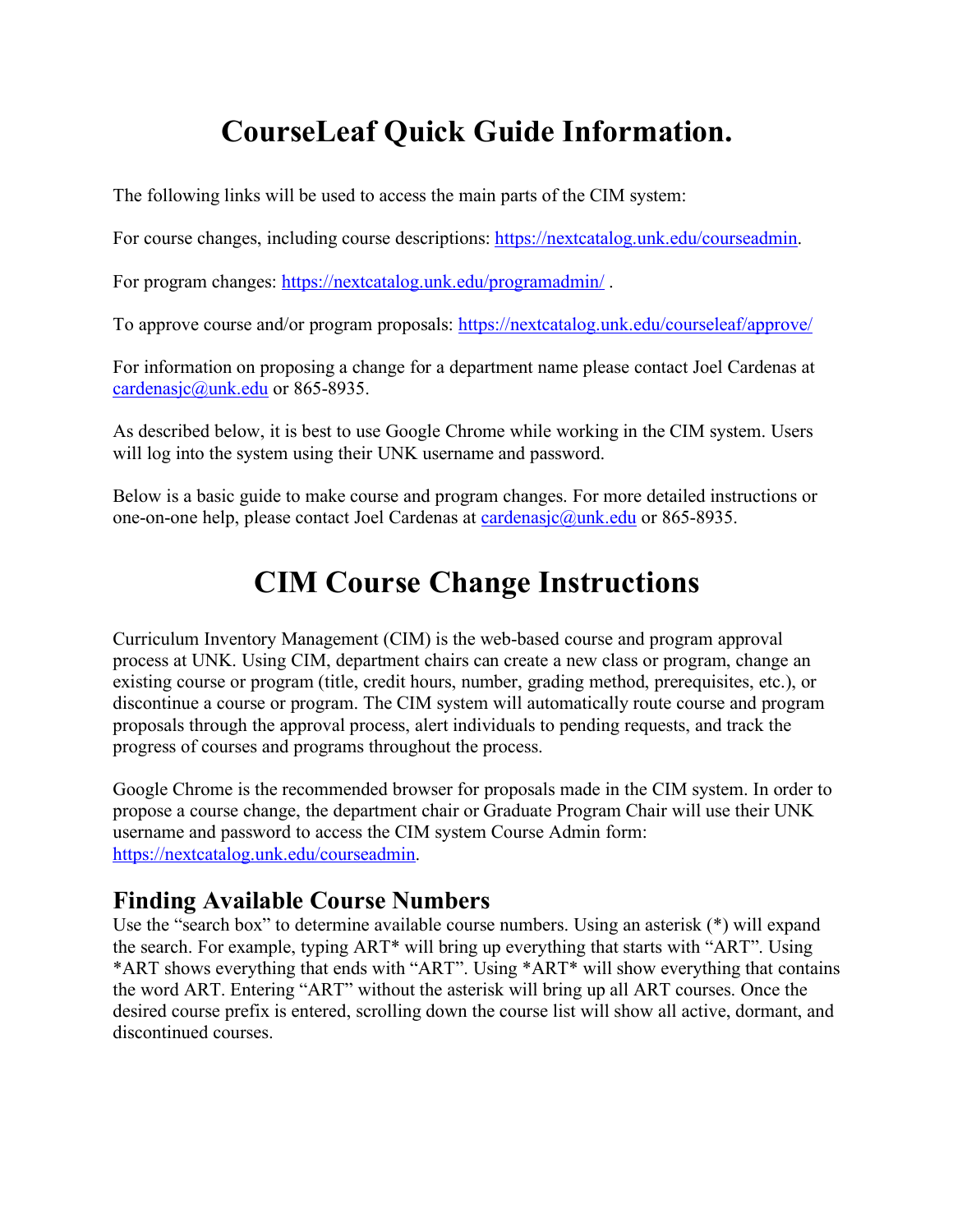# CourseLeaf Quick Guide Information.

The following links will be used to access the main parts of the CIM system:

For course changes, including course descriptions: https://nextcatalog.unk.edu/courseadmin.

For program changes: https://nextcatalog.unk.edu/programadmin/ .

To approve course and/or program proposals: https://nextcatalog.unk.edu/courseleaf/approve/

For information on proposing a change for a department name please contact Joel Cardenas at cardenasjc@unk.edu or 865-8935.

As described below, it is best to use Google Chrome while working in the CIM system. Users will log into the system using their UNK username and password.

Below is a basic guide to make course and program changes. For more detailed instructions or one-on-one help, please contact Joel Cardenas at cardenasjc@unk.edu or 865-8935.

# CIM Course Change Instructions

Curriculum Inventory Management (CIM) is the web-based course and program approval process at UNK. Using CIM, department chairs can create a new class or program, change an existing course or program (title, credit hours, number, grading method, prerequisites, etc.), or discontinue a course or program. The CIM system will automatically route course and program proposals through the approval process, alert individuals to pending requests, and track the progress of courses and programs throughout the process.

Google Chrome is the recommended browser for proposals made in the CIM system. In order to propose a course change, the department chair or Graduate Program Chair will use their UNK username and password to access the CIM system Course Admin form: https://nextcatalog.unk.edu/courseadmin.

## Finding Available Course Numbers

Use the "search box" to determine available course numbers. Using an asterisk (*) will expand the search. For example, typing ART* will bring up everything that starts with "ART". Using *ART shows everything that ends with "ART". Using *ART* will show everything that contains the word ART. Entering "ART" without the asterisk will bring up all ART courses. Once the desired course prefix is entered, scrolling down the course list will show all active, dormant, and discontinued courses.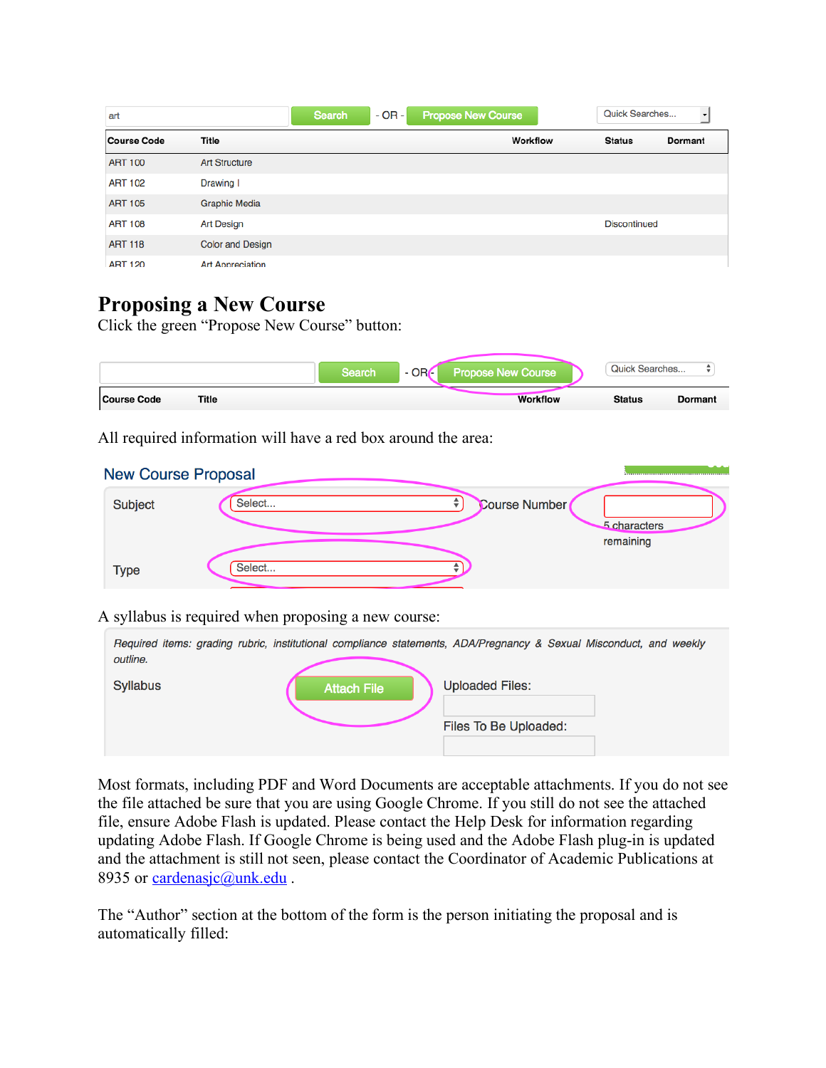| Course Code | Title | Workflow | Status | Dormant |
|---|---|---|---|---|
| ART 100 | Art Structure | | | |
| ART 102 | Drawing I | | | |
| ART 105 | Graphic Media | | | |
| ART 108 | Art Design | | Discontinued | |
| ART 118 | Color and Design | | | |
| ART 120 | Art Appreciation | | | |

## Proposing a New Course

Click the green "Propose New Course" button:

All required information will have a red box around the area:

A syllabus is required when proposing a new course:

Most formats, including PDF and Word Documents are acceptable attachments. If you do not see the file attached be sure that you are using Google Chrome. If you do not see the attached file, ensure Adobe Flash is updated. Please contact the Help Desk for information regarding updating Adobe Flash. If Google Chrome is being used and the Adobe Flash plug-in is updated and the attachment is still not seen, please contact the Coordinator of Academic Publications at 8935 or cardenasjc@unk.edu .

The "Author" section at the bottom of the form is the person initiating the proposal and is automatically filled: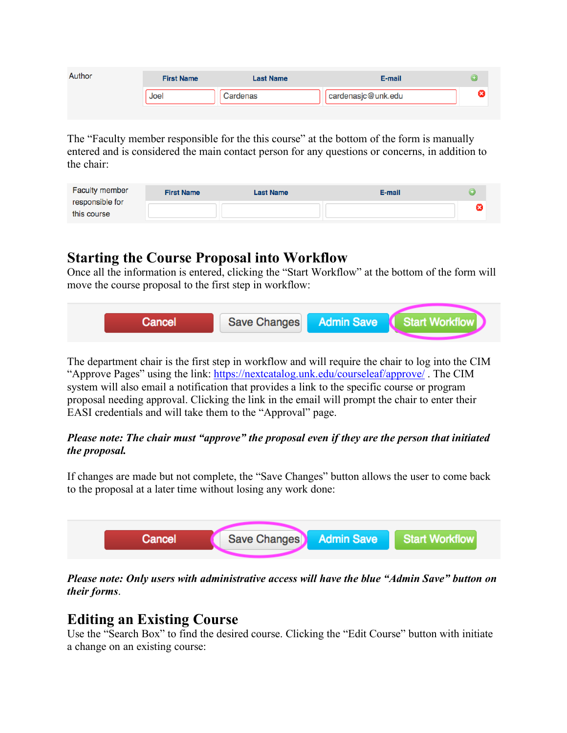| Author | First Name | Last Name | E-mail |
| --- | --- | --- | --- |
| | Joel | Cardenas | cardenasjc@unk.edu |

The “Faculty member responsible for the this course” at the bottom of the form is manually entered and is considered the main contact person for any questions or concerns, in addition to the chair:

| Faculty member responsible for this course | First Name | Last Name | E-mail |
| --- | --- | --- | --- |
| | | | |

## Starting the Course Proposal into Workflow

Once all the information is entered, clicking the “Start Workflow” at the bottom of the form will move the course proposal to the first step in workflow:

Cancel | Save Changes | Admin Save | Start Workflow

The department chair is the first step in workflow and will require the chair to log into the CIM “Approve Pages” using the link: https://nextcatalog.unk.edu/courseleaf/approve/ . The CIM system will also email a notification that provides a link to the specific course or program proposal needing approval. Clicking the link in the email will prompt the chair to enter their EASI credentials and will take them to the “Approval” page.

***Please note: The chair must “approve” the proposal even if they are the person that initiated the proposal.***

If changes are made but not complete, the “Save Changes” button allows the user to come back to the proposal at a later time without losing any work done:

Cancel | Save Changes | Admin Save | Start Workflow

***Please note: Only users with administrative access will have the blue “Admin Save” button on their forms***.

## Editing an Existing Course

Use the “Search Box” to find the desired course. Clicking the “Edit Course” button with initiate a change on an existing course: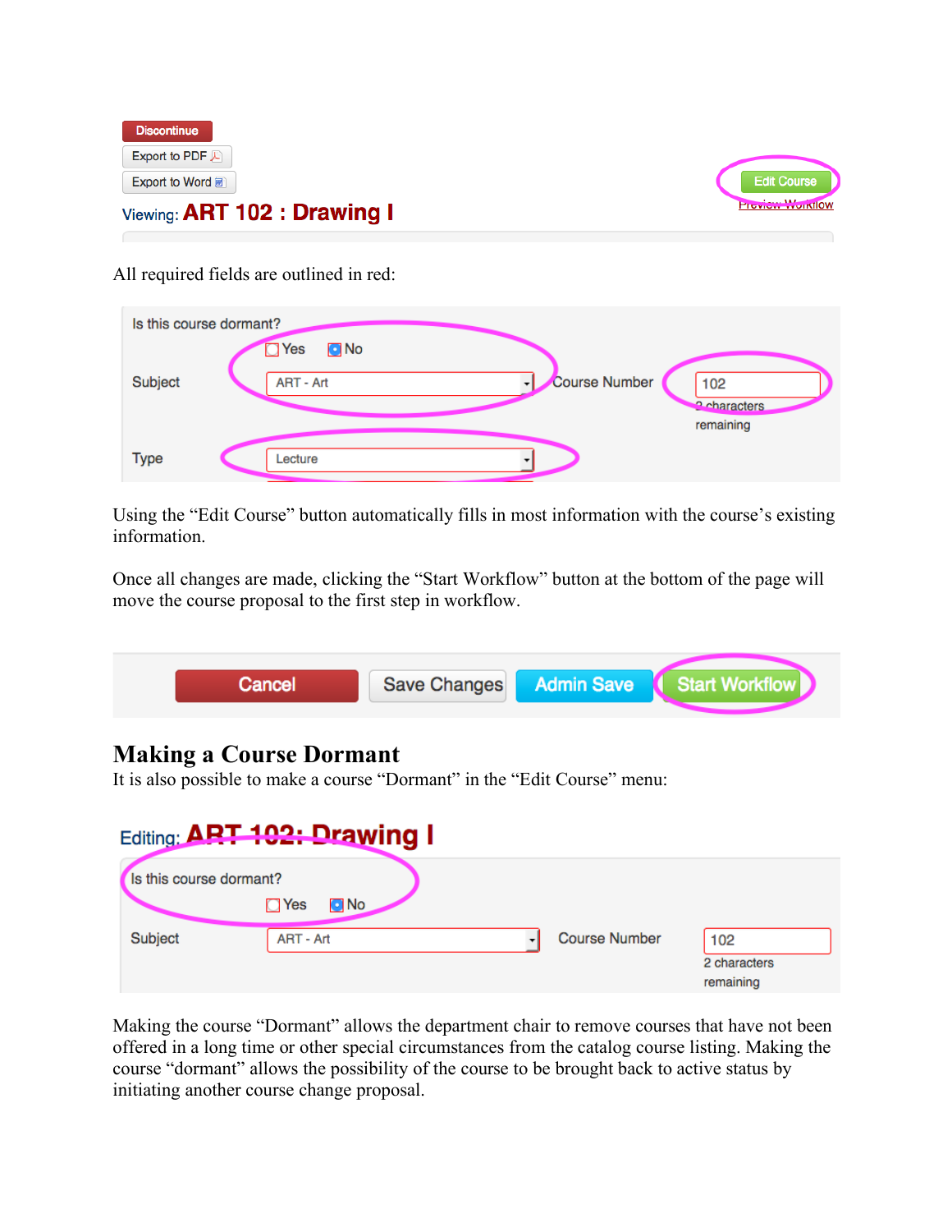Discontinue

Export to PDF

Export to Word

Edit Course

Preview Workflow

Viewing: ART 102 : Drawing I

All required fields are outlined in red:

Is this course dormant?

Yes No

Subject ART - Art Course Number 102

2 characters remaining

Type Lecture

Using the “Edit Course” button automatically fills in most information with the course’s existing information.

Once all changes are made, clicking the “Start Workflow” button at the bottom of the page will move the course proposal to the first step in workflow.

Cancel Save Changes Admin Save Start Workflow

## Making a Course Dormant

It is also possible to make a course “Dormant” in the “Edit Course” menu:

Editing: ART 102: Drawing I

Is this course dormant?

Yes No

Subject ART - Art Course Number 102

2 characters remaining

Making the course “Dormant” allows the department chair to remove courses that have not been offered in a long time or other special circumstances from the catalog course listing. Making the course “dormant” allows the possibility of the course to be brought back to active status by initiating another course change proposal.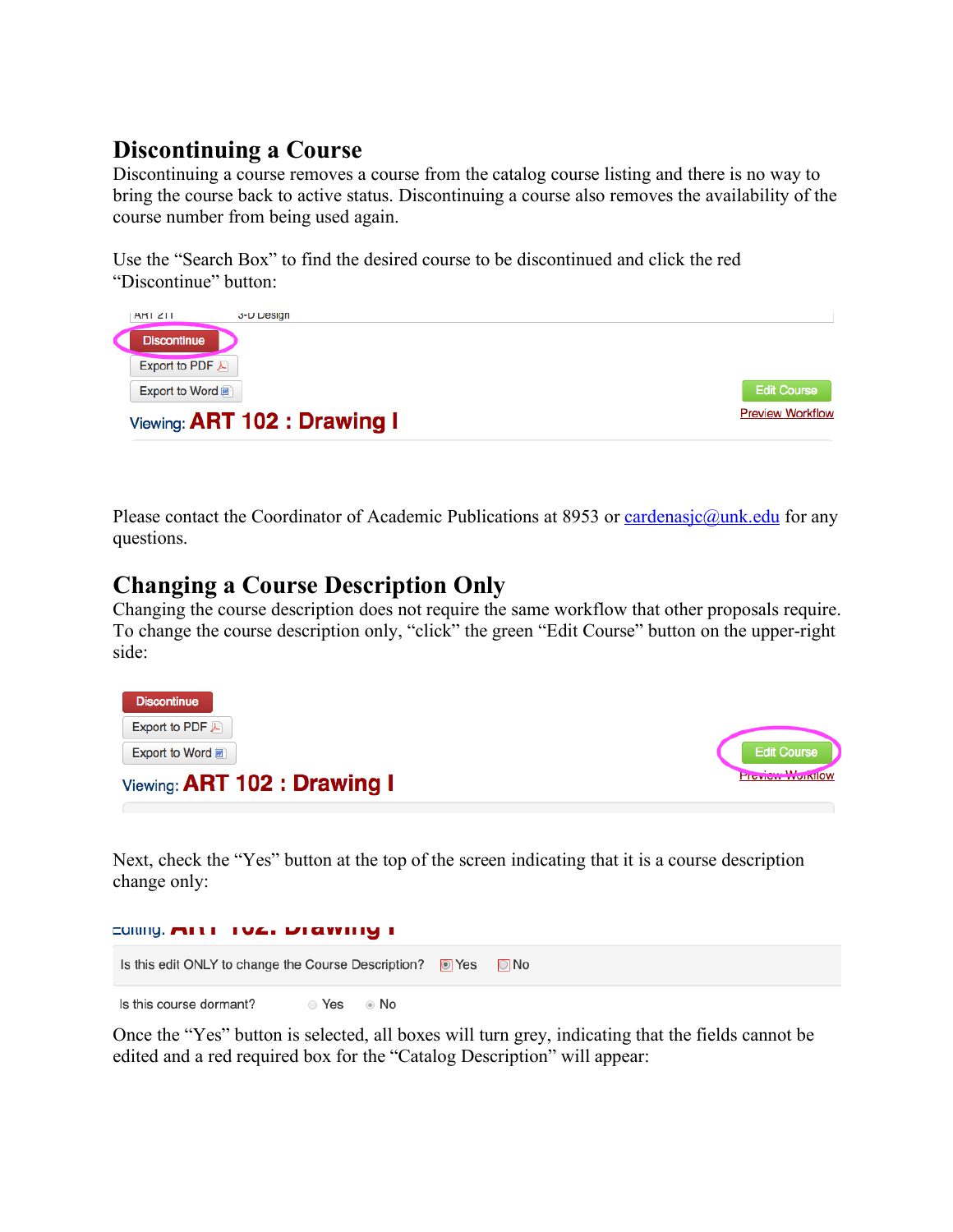## Discontinuing a Course

Discontinuing a course removes a course from the catalog course listing and there is no way to bring the course back to active status. Discontinuing a course also removes the availability of the course number from being used again.

Use the "Search Box" to find the desired course to be discontinued and click the red "Discontinue" button:

Please contact the Coordinator of Academic Publications at 8953 or cardenasjc@unk.edu for any questions.

## Changing a Course Description Only

Changing the course description does not require the same workflow that other proposals require. To change the course description only, "click" the green "Edit Course" button on the upper-right side:

Next, check the "Yes" button at the top of the screen indicating that it is a course description change only:

Once the "Yes" button is selected, all boxes will turn grey, indicating that the fields cannot be edited and a red required box for the "Catalog Description" will appear: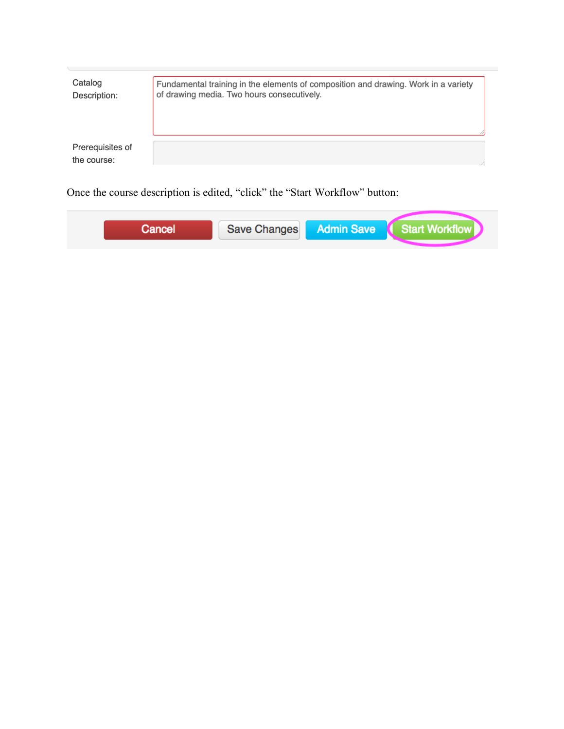Catalog Description: Fundamental training in the elements of composition and drawing. Work in a variety of drawing media. Two hours consecutively.

Prerequisites of the course:

Once the course description is edited, “click” the “Start Workflow” button:

Cancel | Save Changes | Admin Save | Start Workflow